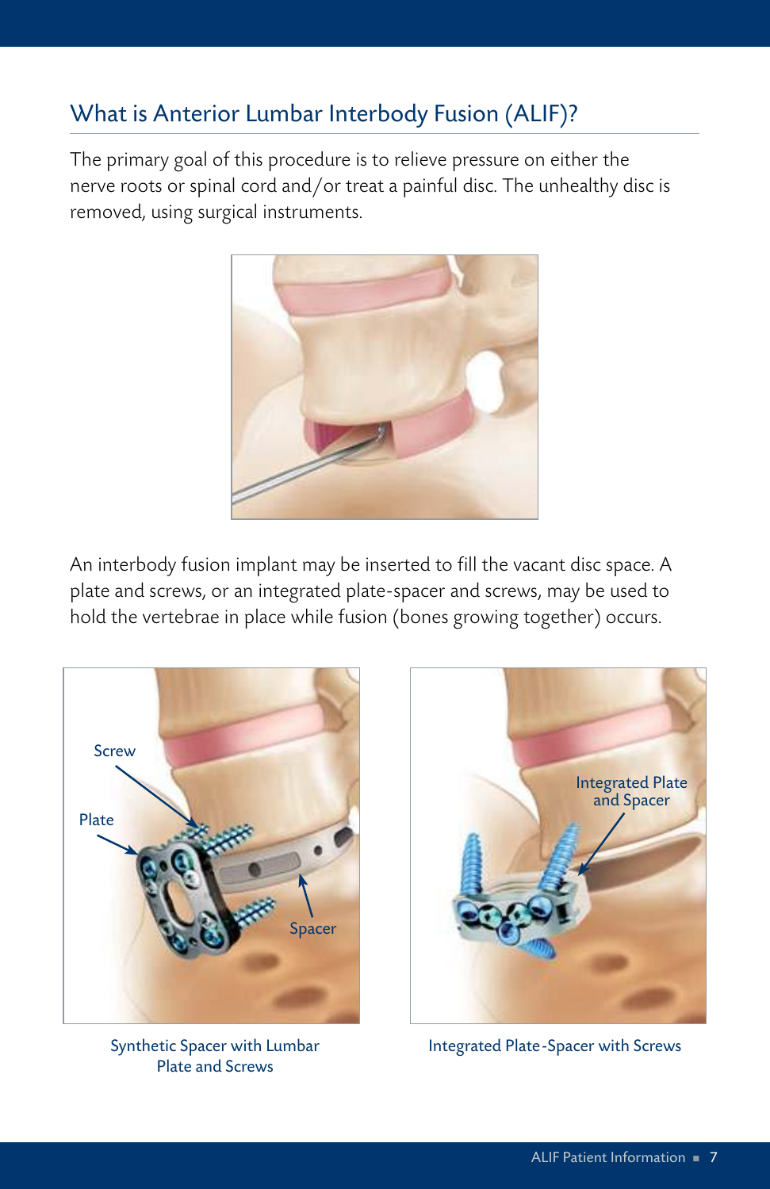## What is Anterior Lumbar Interbody Fusion (ALIF)?

The primary goal of this procedure is to relieve pressure on either the nerve roots or spinal cord and/or treat a painful disc. The unhealthy disc is removed, using surgical instruments.

An interbody fusion implant may be inserted to fill the vacant disc space. A plate and screws, or an integrated plate-spacer and screws, may be used to hold the vertebrae in place while fusion (bones growing together) occurs.

Screw

Plate

Spacer

Synthetic Spacer with Lumbar Plate and Screws

Integrated Plate and Spacer

Integrated Plate-Spacer with Screws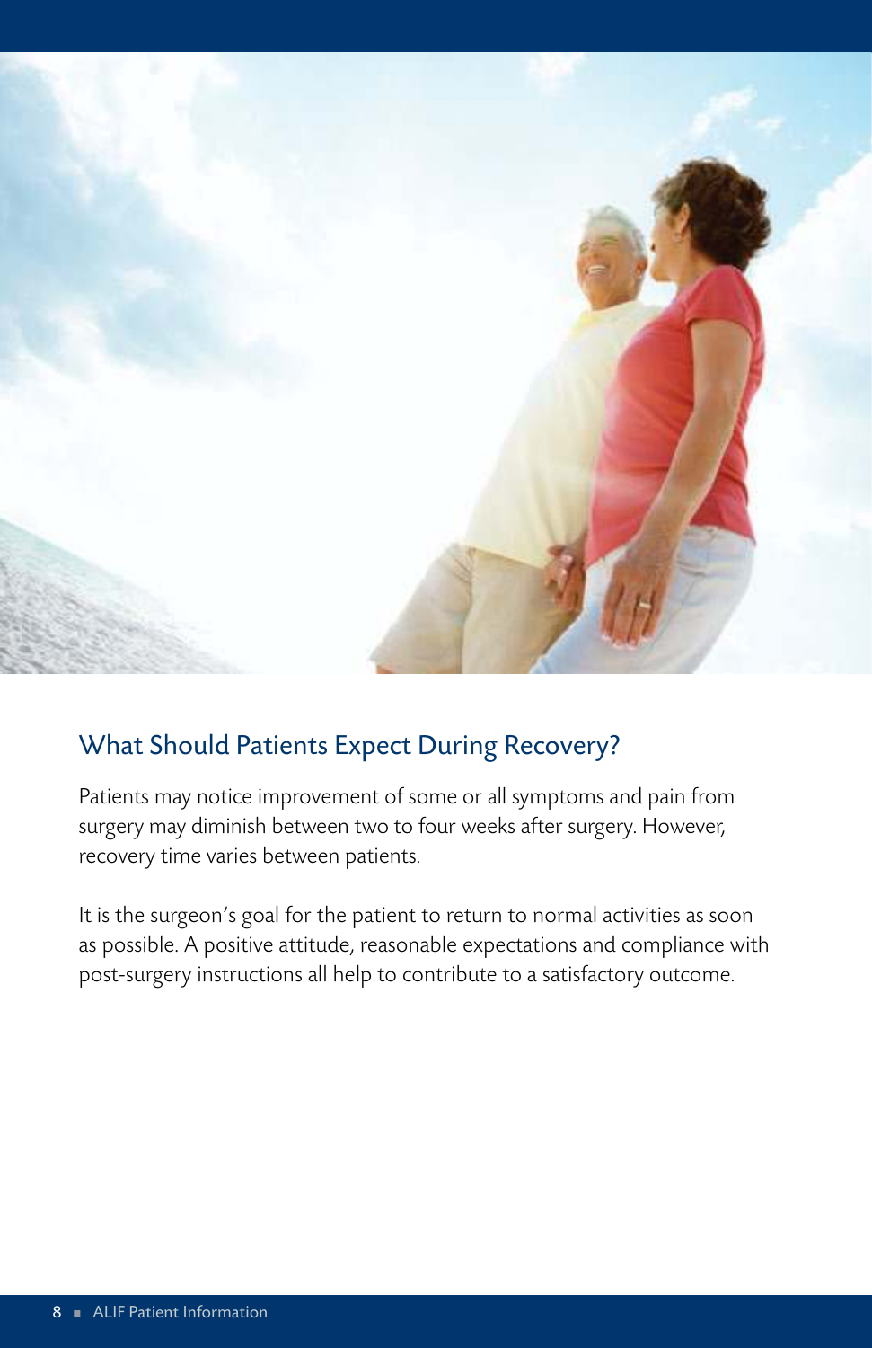## What Should Patients Expect During Recovery?

Patients may notice improvement of some or all symptoms and pain from surgery may diminish between two to four weeks after surgery. However, recovery time varies between patients.

It is the surgeon's goal for the patient to return to normal activities as soon as possible. A positive attitude, reasonable expectations and compliance with post-surgery instructions all help to contribute to a satisfactory outcome.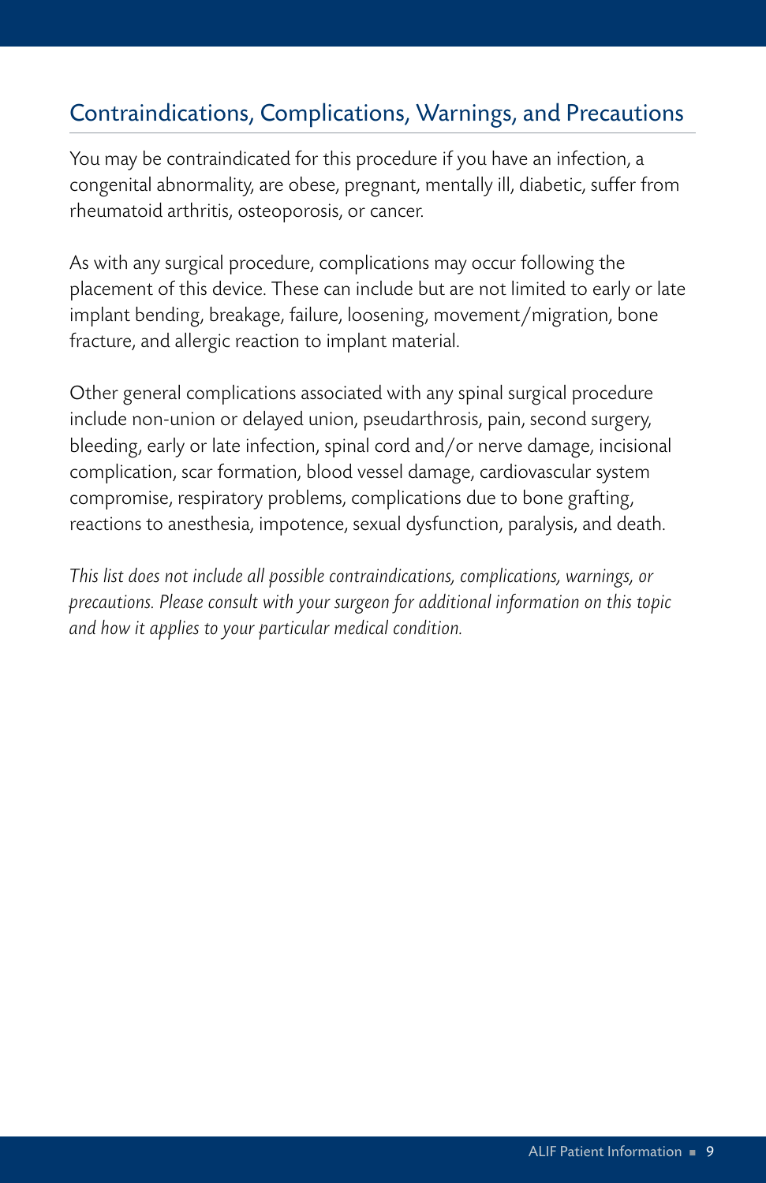## Contraindications, Complications, Warnings, and Precautions

You may be contraindicated for this procedure if you have an infection, a congenital abnormality, are obese, pregnant, mentally ill, diabetic, suffer from rheumatoid arthritis, osteoporosis, or cancer.

As with any surgical procedure, complications may occur following the placement of this device. These can include but are not limited to early or late implant bending, breakage, failure, loosening, movement/migration, bone fracture, and allergic reaction to implant material.

Other general complications associated with any spinal surgical procedure include non-union or delayed union, pseudarthrosis, pain, second surgery, bleeding, early or late infection, spinal cord and/or nerve damage, incisional complication, scar formation, blood vessel damage, cardiovascular system compromise, respiratory problems, complications due to bone grafting, reactions to anesthesia, impotence, sexual dysfunction, paralysis, and death.

*This list does not include all possible contraindications, complications, warnings, or precautions. Please consult with your surgeon for additional information on this topic and how it applies to your particular medical condition.*